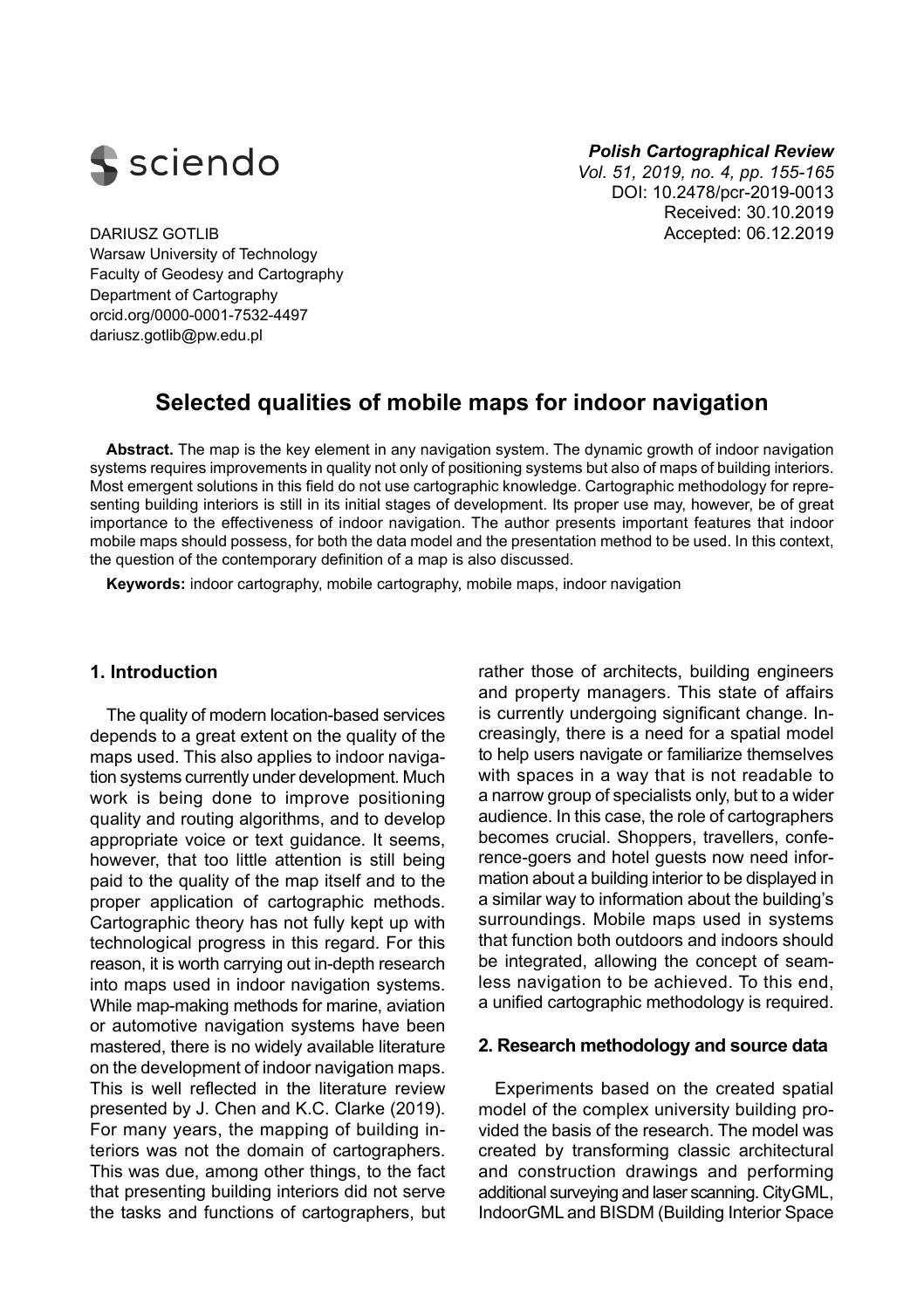sciendo

***Polish Cartographical Review***
*Vol. 51, 2019, no. 4, pp. 155-165*
DOI: 10.2478/pcr-2019-0013
Received: 30.10.2019
Accepted: 06.12.2019

DARIUSZ GOTLIB
Warsaw University of Technology
Faculty of Geodesy and Cartography
Department of Cartography
orcid.org/0000-0001-7532-4497
dariusz.gotlib@pw.edu.pl

# Selected qualities of mobile maps for indoor navigation

**Abstract.** The map is the key element in any navigation system. The dynamic growth of indoor navigation systems requires improvements in quality not only of positioning systems but also of maps of building interiors. Most emergent solutions in this field do not use cartographic knowledge. Cartographic methodology for representing building interiors is still in its initial stages of development. Its proper use may, however, be of great importance to the effectiveness of indoor navigation. The author presents important features that indoor mobile maps should possess, for both the data model and the presentation method to be used. In this context, the question of the contemporary definition of a map is also discussed.

**Keywords:** indoor cartography, mobile cartography, mobile maps, indoor navigation

## 1. Introduction

The quality of modern location-based services depends to a great extent on the quality of the maps used. This also applies to indoor navigation systems currently under development. Much work is being done to improve positioning quality and routing algorithms, and to develop appropriate voice or text guidance. It seems, however, that too little attention is still being paid to the quality of the map itself and to the proper application of cartographic methods. Cartographic theory has not fully kept up with technological progress in this regard. For this reason, it is worth carrying out in-depth research into maps used in indoor navigation systems. While map-making methods for marine, aviation or automotive navigation systems have been mastered, there is no widely available literature on the development of indoor navigation maps. This is well reflected in the literature review presented by J. Chen and K.C. Clarke (2019). For many years, the mapping of building interiors was not the domain of cartographers. This was due, among other things, to the fact that presenting building interiors did not serve the tasks and functions of cartographers, but rather those of architects, building engineers and property managers. This state of affairs is currently undergoing significant change. Increasingly, there is a need for a spatial model to help users navigate or familiarize themselves with spaces in a way that is not readable to a narrow group of specialists only, but to a wider audience. In this case, the role of cartographers becomes crucial. Shoppers, travellers, conference-goers and hotel guests now need information about a building interior to be displayed in a similar way to information about the building's surroundings. Mobile maps used in systems that function both outdoors and indoors should be integrated, allowing the concept of seamless navigation to be achieved. To this end, a unified cartographic methodology is required.

## 2. Research methodology and source data

Experiments based on the created spatial model of the complex university building provided the basis of the research. The model was created by transforming classic architectural and construction drawings and performing additional surveying and laser scanning. CityGML, IndoorGML and BISDM (Building Interior Space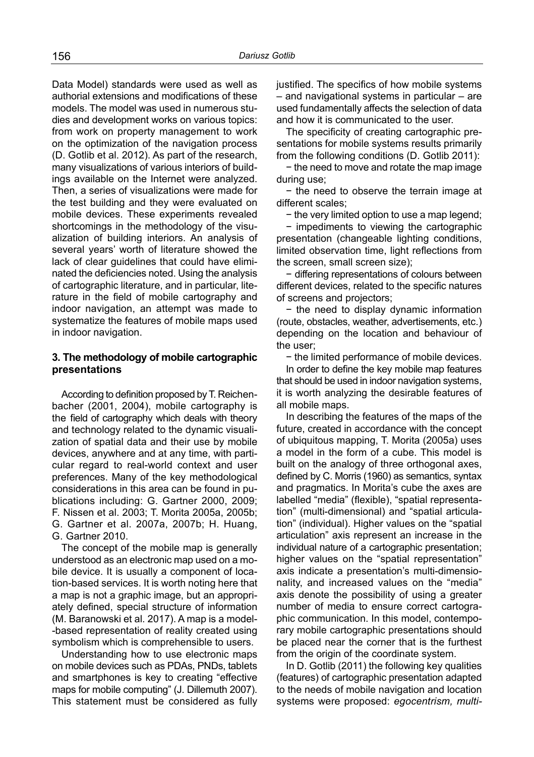Data Model) standards were used as well as authorial extensions and modifications of these models. The model was used in numerous studies and development works on various topics: from work on property management to work on the optimization of the navigation process (D. Gotlib et al. 2012). As part of the research, many visualizations of various interiors of buildings available on the Internet were analyzed. Then, a series of visualizations were made for the test building and they were evaluated on mobile devices. These experiments revealed shortcomings in the methodology of the visualization of building interiors. An analysis of several years' worth of literature showed the lack of clear guidelines that could have eliminated the deficiencies noted. Using the analysis of cartographic literature, and in particular, literature in the field of mobile cartography and indoor navigation, an attempt was made to systematize the features of mobile maps used in indoor navigation.

## 3. The methodology of mobile cartographic presentations

According to definition proposed by T. Reichenbacher (2001, 2004), mobile cartography is the field of cartography which deals with theory and technology related to the dynamic visualization of spatial data and their use by mobile devices, anywhere and at any time, with particular regard to real-world context and user preferences. Many of the key methodological considerations in this area can be found in publications including: G. Gartner 2000, 2009; F. Nissen et al. 2003; T. Morita 2005a, 2005b; G. Gartner et al. 2007a, 2007b; H. Huang, G. Gartner 2010.

The concept of the mobile map is generally understood as an electronic map used on a mobile device. It is usually a component of location-based services. It is worth noting here that a map is not a graphic image, but an appropriately defined, special structure of information (M. Baranowski et al. 2017). A map is a model-based representation of reality created using symbolism which is comprehensible to users.

Understanding how to use electronic maps on mobile devices such as PDAs, PNDs, tablets and smartphones is key to creating "effective maps for mobile computing" (J. Dillemuth 2007). This statement must be considered as fully justified. The specifics of how mobile systems – and navigational systems in particular – are used fundamentally affects the selection of data and how it is communicated to the user.

The specificity of creating cartographic presentations for mobile systems results primarily from the following conditions (D. Gotlib 2011):

- the need to move and rotate the map image during use;
- the need to observe the terrain image at different scales;
- the very limited option to use a map legend;
- impediments to viewing the cartographic presentation (changeable lighting conditions, limited observation time, light reflections from the screen, small screen size);
- differing representations of colours between different devices, related to the specific natures of screens and projectors;
- the need to display dynamic information (route, obstacles, weather, advertisements, etc.) depending on the location and behaviour of the user;
- the limited performance of mobile devices.

In order to define the key mobile map features that should be used in indoor navigation systems, it is worth analyzing the desirable features of all mobile maps.

In describing the features of the maps of the future, created in accordance with the concept of ubiquitous mapping, T. Morita (2005a) uses a model in the form of a cube. This model is built on the analogy of three orthogonal axes, defined by C. Morris (1960) as semantics, syntax and pragmatics. In Morita's cube the axes are labelled "media" (flexible), "spatial representation" (multi-dimensional) and "spatial articulation" (individual). Higher values on the "spatial articulation" axis represent an increase in the individual nature of a cartographic presentation; higher values on the "spatial representation" axis indicate a presentation's multi-dimensionality, and increased values on the "media" axis denote the possibility of using a greater number of media to ensure correct cartographic communication. In this model, contemporary mobile cartographic presentations should be placed near the corner that is the furthest from the origin of the coordinate system.

In D. Gotlib (2011) the following key qualities (features) of cartographic presentation adapted to the needs of mobile navigation and location systems were proposed: *egocentrism, multi-*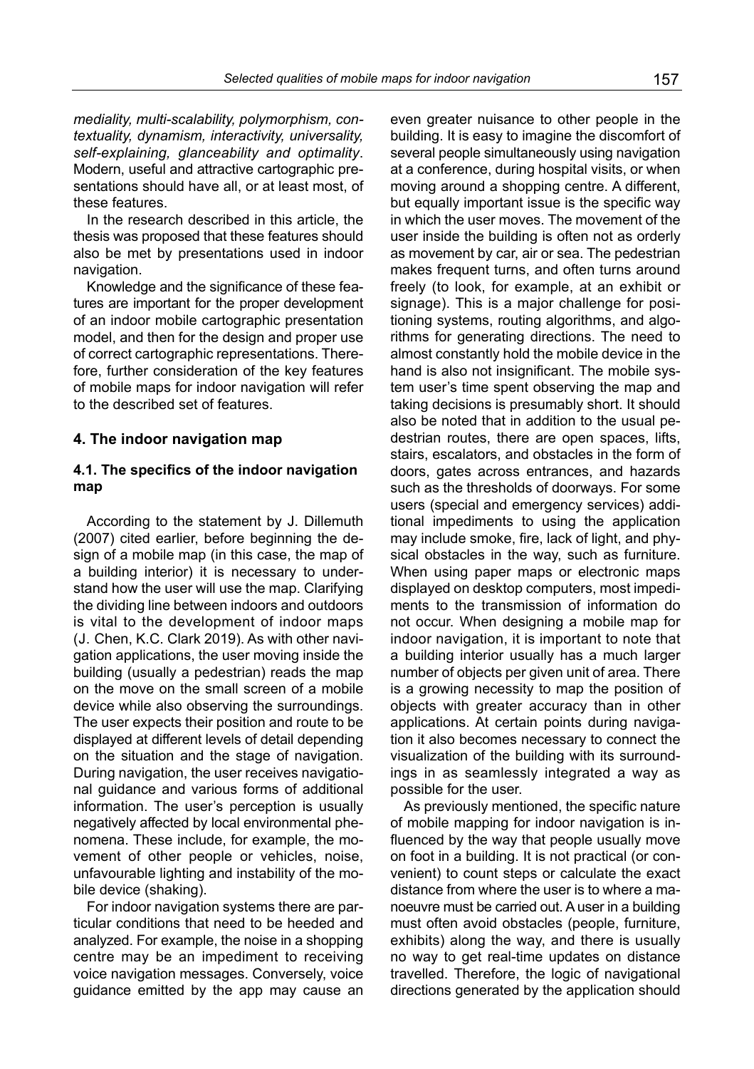*mediality, multi-scalability, polymorphism, contextuality, dynamism, interactivity, universality, self-explaining, glanceability and optimality*. Modern, useful and attractive cartographic presentations should have all, or at least most, of these features.

In the research described in this article, the thesis was proposed that these features should also be met by presentations used in indoor navigation.

Knowledge and the significance of these features are important for the proper development of an indoor mobile cartographic presentation model, and then for the design and proper use of correct cartographic representations. Therefore, further consideration of the key features of mobile maps for indoor navigation will refer to the described set of features.

## 4. The indoor navigation map

### 4.1. The specifics of the indoor navigation map

According to the statement by J. Dillemuth (2007) cited earlier, before beginning the design of a mobile map (in this case, the map of a building interior) it is necessary to understand how the user will use the map. Clarifying the dividing line between indoors and outdoors is vital to the development of indoor maps (J. Chen, K.C. Clark 2019). As with other navigation applications, the user moving inside the building (usually a pedestrian) reads the map on the move on the small screen of a mobile device while also observing the surroundings. The user expects their position and route to be displayed at different levels of detail depending on the situation and the stage of navigation. During navigation, the user receives navigational guidance and various forms of additional information. The user's perception is usually negatively affected by local environmental phenomena. These include, for example, the movement of other people or vehicles, noise, unfavourable lighting and instability of the mobile device (shaking).

For indoor navigation systems there are particular conditions that need to be heeded and analyzed. For example, the noise in a shopping centre may be an impediment to receiving voice navigation messages. Conversely, voice guidance emitted by the app may cause an even greater nuisance to other people in the building. It is easy to imagine the discomfort of several people simultaneously using navigation at a conference, during hospital visits, or when moving around a shopping centre. A different, but equally important issue is the specific way in which the user moves. The movement of the user inside the building is often not as orderly as movement by car, air or sea. The pedestrian makes frequent turns, and often turns around freely (to look, for example, at an exhibit or signage). This is a major challenge for positioning systems, routing algorithms, and algorithms for generating directions. The need to almost constantly hold the mobile device in the hand is also not insignificant. The mobile system user's time spent observing the map and taking decisions is presumably short. It should also be noted that in addition to the usual pedestrian routes, there are open spaces, lifts, stairs, escalators, and obstacles in the form of doors, gates across entrances, and hazards such as the thresholds of doorways. For some users (special and emergency services) additional impediments to using the application may include smoke, fire, lack of light, and physical obstacles in the way, such as furniture. When using paper maps or electronic maps displayed on desktop computers, most impediments to the transmission of information do not occur. When designing a mobile map for indoor navigation, it is important to note that a building interior usually has a much larger number of objects per given unit of area. There is a growing necessity to map the position of objects with greater accuracy than in other applications. At certain points during navigation it also becomes necessary to connect the visualization of the building with its surroundings in as seamlessly integrated a way as possible for the user.

As previously mentioned, the specific nature of mobile mapping for indoor navigation is influenced by the way that people usually move on foot in a building. It is not practical (or convenient) to count steps or calculate the exact distance from where the user is to where a manoeuvre must be carried out. A user in a building must often avoid obstacles (people, furniture, exhibits) along the way, and there is usually no way to get real-time updates on distance travelled. Therefore, the logic of navigational directions generated by the application should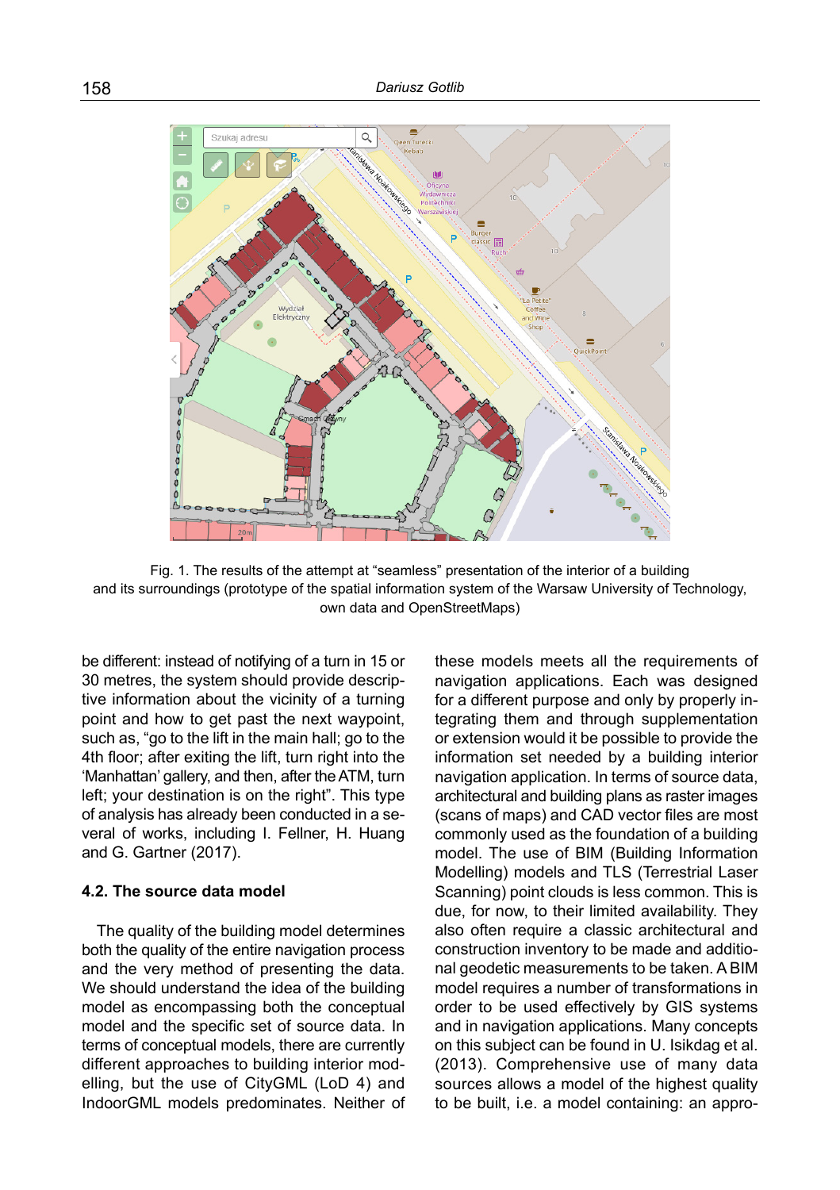Fig. 1. The results of the attempt at "seamless" presentation of the interior of a building and its surroundings (prototype of the spatial information system of the Warsaw University of Technology, own data and OpenStreetMaps)

be different: instead of notifying of a turn in 15 or 30 metres, the system should provide descriptive information about the vicinity of a turning point and how to get past the next waypoint, such as, "go to the lift in the main hall; go to the 4th floor; after exiting the lift, turn right into the 'Manhattan' gallery, and then, after the ATM, turn left; your destination is on the right". This type of analysis has already been conducted in a several of works, including I. Fellner, H. Huang and G. Gartner (2017).

### 4.2. The source data model

The quality of the building model determines both the quality of the entire navigation process and the very method of presenting the data. We should understand the idea of the building model as encompassing both the conceptual model and the specific set of source data. In terms of conceptual models, there are currently different approaches to building interior modelling, but the use of CityGML (LoD 4) and IndoorGML models predominates. Neither of these models meets all the requirements of navigation applications. Each was designed for a different purpose and only by properly integrating them and through supplementation or extension would it be possible to provide the information set needed by a building interior navigation application. In terms of source data, architectural and building plans as raster images (scans of maps) and CAD vector files are most commonly used as the foundation of a building model. The use of BIM (Building Information Modelling) models and TLS (Terrestrial Laser Scanning) point clouds is less common. This is due, for now, to their limited availability. They also often require a classic architectural and construction inventory to be made and additional geodetic measurements to be taken. A BIM model requires a number of transformations in order to be used effectively by GIS systems and in navigation applications. Many concepts on this subject can be found in U. Isikdag et al. (2013). Comprehensive use of many data sources allows a model of the highest quality to be built, i.e. a model containing: an appro-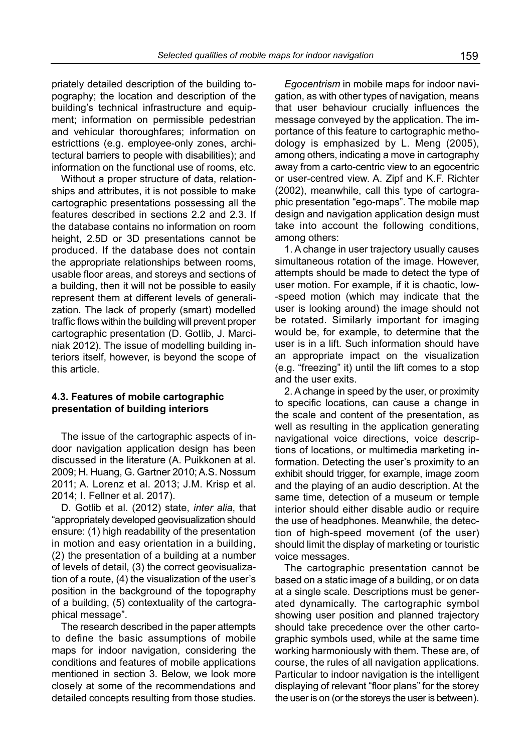priately detailed description of the building topography; the location and description of the building's technical infrastructure and equipment; information on permissible pedestrian and vehicular thoroughfares; information on estricttions (e.g. employee-only zones, architectural barriers to people with disabilities); and information on the functional use of rooms, etc.

Without a proper structure of data, relationships and attributes, it is not possible to make cartographic presentations possessing all the features described in sections 2.2 and 2.3. If the database contains no information on room height, 2.5D or 3D presentations cannot be produced. If the database does not contain the appropriate relationships between rooms, usable floor areas, and storeys and sections of a building, then it will not be possible to easily represent them at different levels of generalization. The lack of properly (smart) modelled traffic flows within the building will prevent proper cartographic presentation (D. Gotlib, J. Marciniak 2012). The issue of modelling building interiors itself, however, is beyond the scope of this article.

### 4.3. Features of mobile cartographic presentation of building interiors

The issue of the cartographic aspects of indoor navigation application design has been discussed in the literature (A. Puikkonen at al. 2009; H. Huang, G. Gartner 2010; A.S. Nossum 2011; A. Lorenz et al. 2013; J.M. Krisp et al. 2014; I. Fellner et al. 2017).

D. Gotlib et al. (2012) state, *inter alia*, that "appropriately developed geovisualization should ensure: (1) high readability of the presentation in motion and easy orientation in a building, (2) the presentation of a building at a number of levels of detail, (3) the correct geovisualization of a route, (4) the visualization of the user's position in the background of the topography of a building, (5) contextuality of the cartographical message".

The research described in the paper attempts to define the basic assumptions of mobile maps for indoor navigation, considering the conditions and features of mobile applications mentioned in section 3. Below, we look more closely at some of the recommendations and detailed concepts resulting from those studies.

*Egocentrism* in mobile maps for indoor navigation, as with other types of navigation, means that user behaviour crucially influences the message conveyed by the application. The importance of this feature to cartographic methodology is emphasized by L. Meng (2005), among others, indicating a move in cartography away from a carto-centric view to an egocentric or user-centred view. A. Zipf and K.F. Richter (2002), meanwhile, call this type of cartographic presentation "ego-maps". The mobile map design and navigation application design must take into account the following conditions, among others:

1. A change in user trajectory usually causes simultaneous rotation of the image. However, attempts should be made to detect the type of user motion. For example, if it is chaotic, low-speed motion (which may indicate that the user is looking around) the image should not be rotated. Similarly important for imaging would be, for example, to determine that the user is in a lift. Such information should have an appropriate impact on the visualization (e.g. "freezing" it) until the lift comes to a stop and the user exits.

2. A change in speed by the user, or proximity to specific locations, can cause a change in the scale and content of the presentation, as well as resulting in the application generating navigational voice directions, voice descriptions of locations, or multimedia marketing information. Detecting the user's proximity to an exhibit should trigger, for example, image zoom and the playing of an audio description. At the same time, detection of a museum or temple interior should either disable audio or require the use of headphones. Meanwhile, the detection of high-speed movement (of the user) should limit the display of marketing or touristic voice messages.

The cartographic presentation cannot be based on a static image of a building, or on data at a single scale. Descriptions must be generated dynamically. The cartographic symbol showing user position and planned trajectory should take precedence over the other cartographic symbols used, while at the same time working harmoniously with them. These are, of course, the rules of all navigation applications. Particular to indoor navigation is the intelligent displaying of relevant "floor plans" for the storey the user is on (or the storeys the user is between).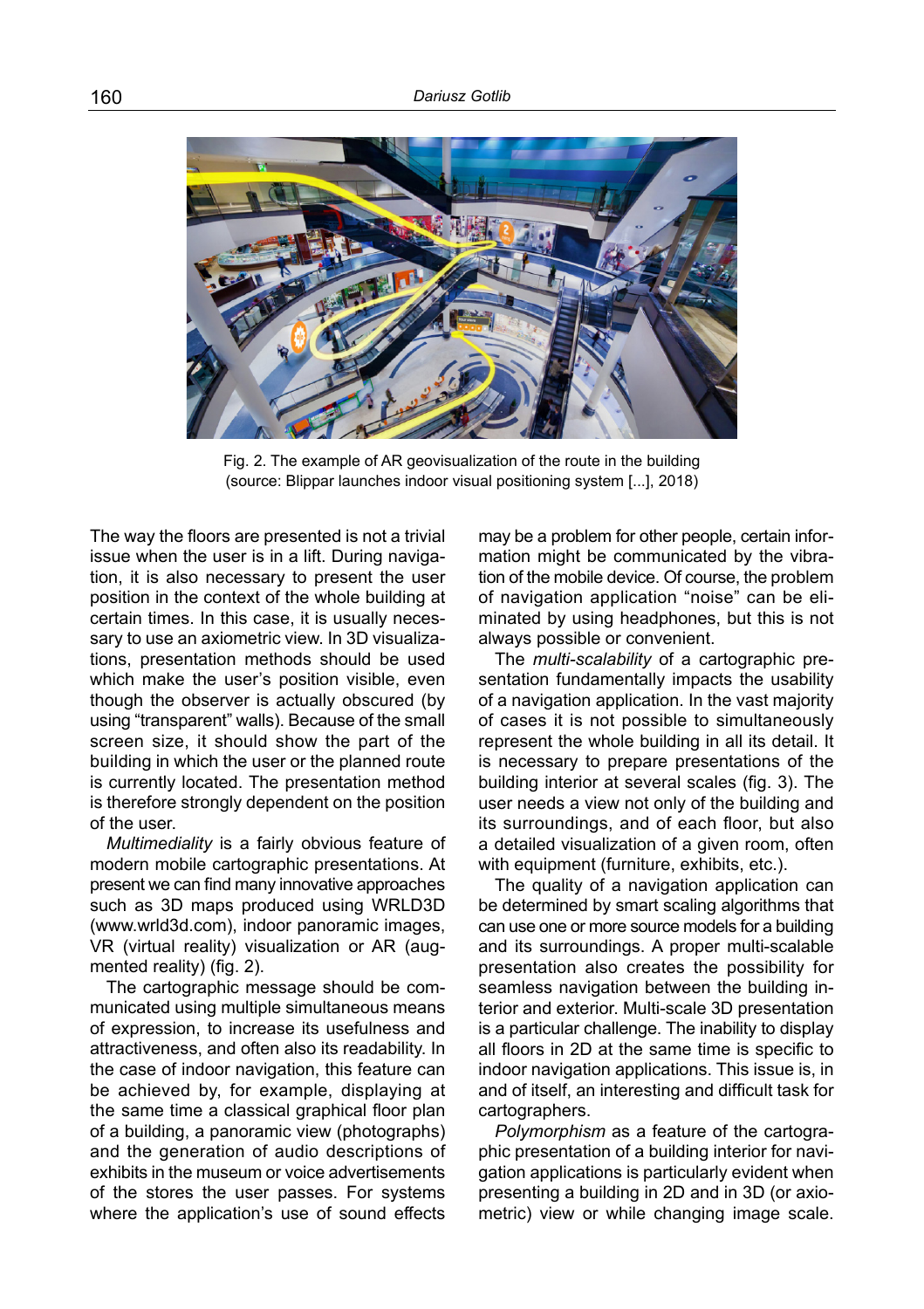Fig. 2. The example of AR geovisualization of the route in the building (source: Blippar launches indoor visual positioning system [...], 2018)

The way the floors are presented is not a trivial issue when the user is in a lift. During navigation, it is also necessary to present the user position in the context of the whole building at certain times. In this case, it is usually necessary to use an axiometric view. In 3D visualizations, presentation methods should be used which make the user's position visible, even though the observer is actually obscured (by using "transparent" walls). Because of the small screen size, it should show the part of the building in which the user or the planned route is currently located. The presentation method is therefore strongly dependent on the position of the user.

*Multimediality* is a fairly obvious feature of modern mobile cartographic presentations. At present we can find many innovative approaches such as 3D maps produced using WRLD3D (www.wrld3d.com), indoor panoramic images, VR (virtual reality) visualization or AR (augmented reality) (fig. 2).

The cartographic message should be communicated using multiple simultaneous means of expression, to increase its usefulness and attractiveness, and often also its readability. In the case of indoor navigation, this feature can be achieved by, for example, displaying at the same time a classical graphical floor plan of a building, a panoramic view (photographs) and the generation of audio descriptions of exhibits in the museum or voice advertisements of the stores the user passes. For systems where the application's use of sound effects may be a problem for other people, certain information might be communicated by the vibration of the mobile device. Of course, the problem of navigation application "noise" can be eliminated by using headphones, but this is not always possible or convenient.

The *multi-scalability* of a cartographic presentation fundamentally impacts the usability of a navigation application. In the vast majority of cases it is not possible to simultaneously represent the whole building in all its detail. It is necessary to prepare presentations of the building interior at several scales (fig. 3). The user needs a view not only of the building and its surroundings, and of each floor, but also a detailed visualization of a given room, often with equipment (furniture, exhibits, etc.).

The quality of a navigation application can be determined by smart scaling algorithms that can use one or more source models for a building and its surroundings. A proper multi-scalable presentation also creates the possibility for seamless navigation between the building interior and exterior. Multi-scale 3D presentation is a particular challenge. The inability to display all floors in 2D at the same time is specific to indoor navigation applications. This issue is, in and of itself, an interesting and difficult task for cartographers.

*Polymorphism* as a feature of the cartographic presentation of a building interior for navigation applications is particularly evident when presenting a building in 2D and in 3D (or axiometric) view or while changing image scale.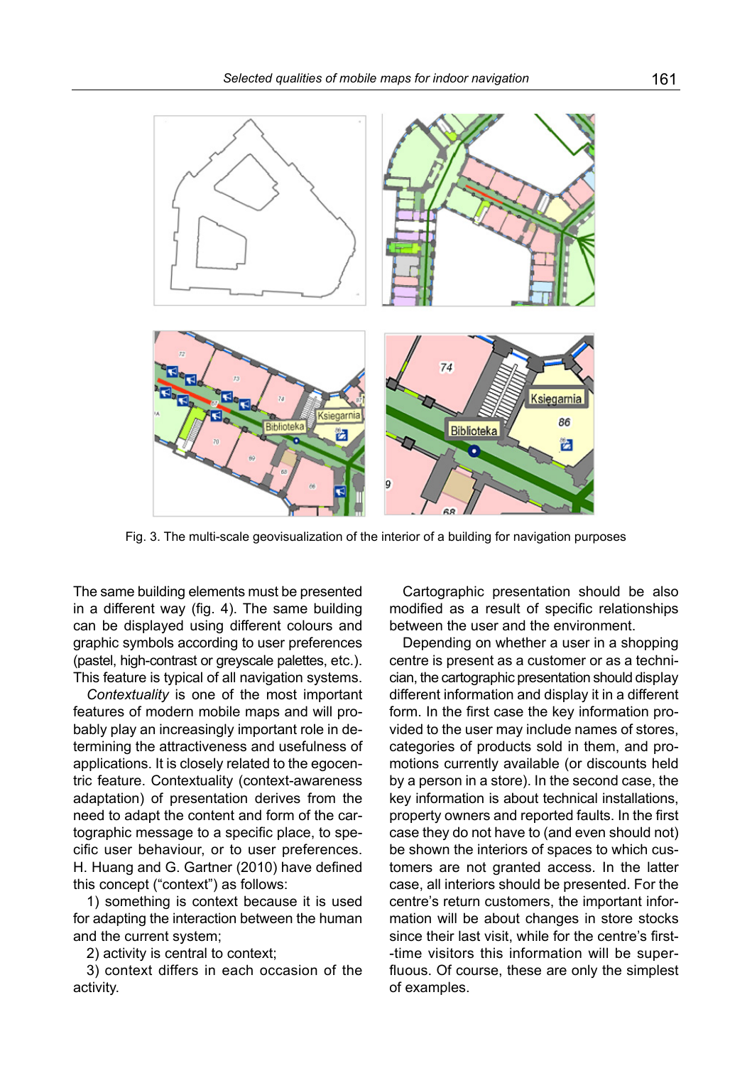Fig. 3. The multi-scale geovisualization of the interior of a building for navigation purposes

The same building elements must be presented in a different way (fig. 4). The same building can be displayed using different colours and graphic symbols according to user preferences (pastel, high-contrast or greyscale palettes, etc.). This feature is typical of all navigation systems.

*Contextuality* is one of the most important features of modern mobile maps and will probably play an increasingly important role in determining the attractiveness and usefulness of applications. It is closely related to the egocentric feature. Contextuality (context-awareness adaptation) of presentation derives from the need to adapt the content and form of the cartographic message to a specific place, to specific user behaviour, or to user preferences. H. Huang and G. Gartner (2010) have defined this concept ("context") as follows:

1) something is context because it is used for adapting the interaction between the human and the current system;

2) activity is central to context;

3) context differs in each occasion of the activity.

Cartographic presentation should be also modified as a result of specific relationships between the user and the environment.

Depending on whether a user in a shopping centre is present as a customer or as a technician, the cartographic presentation should display different information and display it in a different form. In the first case the key information provided to the user may include names of stores, categories of products sold in them, and promotions currently available (or discounts held by a person in a store). In the second case, the key information is about technical installations, property owners and reported faults. In the first case they do not have to (and even should not) be shown the interiors of spaces to which customers are not granted access. In the latter case, all interiors should be presented. For the centre's return customers, the important information will be about changes in store stocks since their last visit, while for the centre's first-time visitors this information will be superfluous. Of course, these are only the simplest of examples.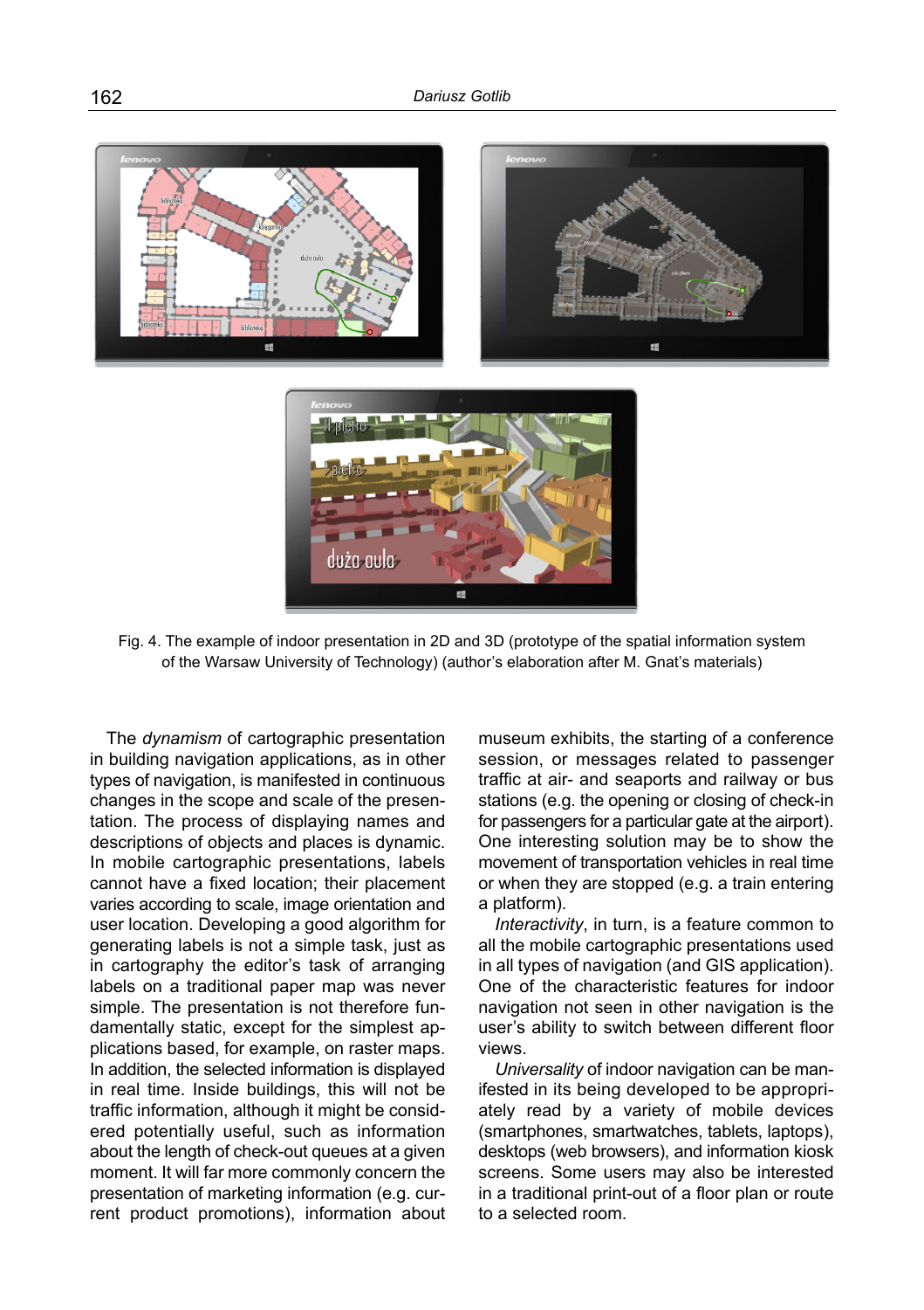Fig. 4. The example of indoor presentation in 2D and 3D (prototype of the spatial information system of the Warsaw University of Technology) (author's elaboration after M. Gnat's materials)

The *dynamism* of cartographic presentation in building navigation applications, as in other types of navigation, is manifested in continuous changes in the scope and scale of the presentation. The process of displaying names and descriptions of objects and places is dynamic. In mobile cartographic presentations, labels cannot have a fixed location; their placement varies according to scale, image orientation and user location. Developing a good algorithm for generating labels is not a simple task, just as in cartography the editor's task of arranging labels on a traditional paper map was never simple. The presentation is not therefore fundamentally static, except for the simplest applications based, for example, on raster maps. In addition, the selected information is displayed in real time. Inside buildings, this will not be traffic information, although it might be considered potentially useful, such as information about the length of check-out queues at a given moment. It will far more commonly concern the presentation of marketing information (e.g. current product promotions), information about museum exhibits, the starting of a conference session, or messages related to passenger traffic at air- and seaports and railway or bus stations (e.g. the opening or closing of check-in for passengers for a particular gate at the airport). One interesting solution may be to show the movement of transportation vehicles in real time or when they are stopped (e.g. a train entering a platform).

*Interactivity*, in turn, is a feature common to all the mobile cartographic presentations used in all types of navigation (and GIS application). One of the characteristic features for indoor navigation not seen in other navigation is the user's ability to switch between different floor views.

*Universality* of indoor navigation can be manifested in its being developed to be appropriately read by a variety of mobile devices (smartphones, smartwatches, tablets, laptops), desktops (web browsers), and information kiosk screens. Some users may also be interested in a traditional print-out of a floor plan or route to a selected room.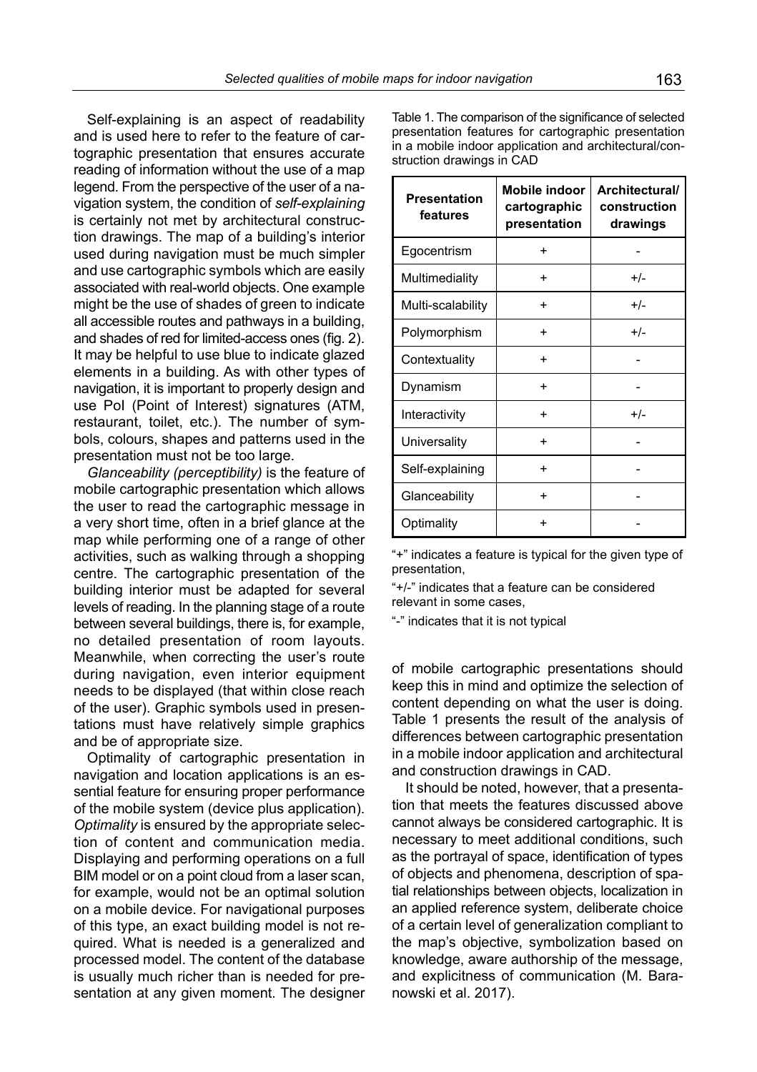Self-explaining is an aspect of readability and is used here to refer to the feature of cartographic presentation that ensures accurate reading of information without the use of a map legend. From the perspective of the user of a navigation system, the condition of *self-explaining* is certainly not met by architectural construction drawings. The map of a building's interior used during navigation must be much simpler and use cartographic symbols which are easily associated with real-world objects. One example might be the use of shades of green to indicate all accessible routes and pathways in a building, and shades of red for limited-access ones (fig. 2). It may be helpful to use blue to indicate glazed elements in a building. As with other types of navigation, it is important to properly design and use PoI (Point of Interest) signatures (ATM, restaurant, toilet, etc.). The number of symbols, colours, shapes and patterns used in the presentation must not be too large.

*Glanceability (perceptibility)* is the feature of mobile cartographic presentation which allows the user to read the cartographic message in a very short time, often in a brief glance at the map while performing one of a range of other activities, such as walking through a shopping centre. The cartographic presentation of the building interior must be adapted for several levels of reading. In the planning stage of a route between several buildings, there is, for example, no detailed presentation of room layouts. Meanwhile, when correcting the user's route during navigation, even interior equipment needs to be displayed (that within close reach of the user). Graphic symbols used in presentations must have relatively simple graphics and be of appropriate size.

Optimality of cartographic presentation in navigation and location applications is an essential feature for ensuring proper performance of the mobile system (device plus application). *Optimality* is ensured by the appropriate selection of content and communication media. Displaying and performing operations on a full BIM model or on a point cloud from a laser scan, for example, would not be an optimal solution on a mobile device. For navigational purposes of this type, an exact building model is not required. What is needed is a generalized and processed model. The content of the database is usually much richer than is needed for presentation at any given moment. The designer of mobile cartographic presentations should keep this in mind and optimize the selection of content depending on what the user is doing. Table 1 presents the result of the analysis of differences between cartographic presentation in a mobile indoor application and architectural and construction drawings in CAD.

Table 1. The comparison of the significance of selected presentation features for cartographic presentation in a mobile indoor application and architectural/construction drawings in CAD

| Presentation features | Mobile indoor cartographic presentation | Architectural/ construction drawings |
|---|---|---|
| Egocentrism | + | - |
| Multimediality | + | +/- |
| Multi-scalability | + | +/- |
| Polymorphism | + | +/- |
| Contextuality | + | - |
| Dynamism | + | - |
| Interactivity | + | +/- |
| Universality | + | - |
| Self-explaining | + | - |
| Glanceability | + | - |
| Optimality | + | - |

"+" indicates a feature is typical for the given type of presentation,

"+/-" indicates that a feature can be considered relevant in some cases,

"-" indicates that it is not typical

It should be noted, however, that a presentation that meets the features discussed above cannot always be considered cartographic. It is necessary to meet additional conditions, such as the portrayal of space, identification of types of objects and phenomena, description of spatial relationships between objects, localization in an applied reference system, deliberate choice of a certain level of generalization compliant to the map's objective, symbolization based on knowledge, aware authorship of the message, and explicitness of communication (M. Baranowski et al. 2017).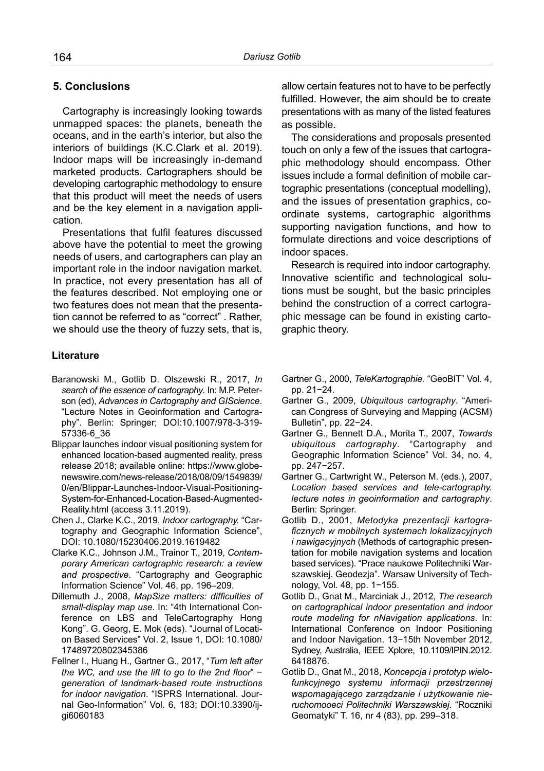## 5. Conclusions

Cartography is increasingly looking towards unmapped spaces: the planets, beneath the oceans, and in the earth's interior, but also the interiors of buildings (K.C.Clark et al. 2019). Indoor maps will be increasingly in-demand marketed products. Cartographers should be developing cartographic methodology to ensure that this product will meet the needs of users and be the key element in a navigation application.

Presentations that fulfil features discussed above have the potential to meet the growing needs of users, and cartographers can play an important role in the indoor navigation market. In practice, not every presentation has all of the features described. Not employing one or two features does not mean that the presentation cannot be referred to as "correct" . Rather, we should use the theory of fuzzy sets, that is, allow certain features not to have to be perfectly fulfilled. However, the aim should be to create presentations with as many of the listed features as possible.

The considerations and proposals presented touch on only a few of the issues that cartographic methodology should encompass. Other issues include a formal definition of mobile cartographic presentations (conceptual modelling), and the issues of presentation graphics, coordinate systems, cartographic algorithms supporting navigation functions, and how to formulate directions and voice descriptions of indoor spaces.

Research is required into indoor cartography. Innovative scientific and technological solutions must be sought, but the basic principles behind the construction of a correct cartographic message can be found in existing cartographic theory.

### Literature

Baranowski M., Gotlib D. Olszewski R., 2017, *In search of the essence of cartography*. In: M.P. Peterson (ed), *Advances in Cartography and GIScience*. "Lecture Notes in Geoinformation and Cartography". Berlin: Springer; DOI:10.1007/978-3-319-57336-6_36

Blippar launches indoor visual positioning system for enhanced location-based augmented reality, press release 2018; available online: https://www.globenewswire.com/news-release/2018/08/09/1549839/0/en/Blippar-Launches-Indoor-Visual-Positioning-System-for-Enhanced-Location-Based-Augmented-Reality.html (access 3.11.2019).

Chen J., Clarke K.C., 2019, *Indoor cartography.* "Cartography and Geographic Information Science", DOI: 10.1080/15230406.2019.1619482

Clarke K.C., Johnson J.M., Trainor T., 2019, *Contemporary American cartographic research: a review and prospective*. "Cartography and Geographic Information Science" Vol. 46, pp. 196–209.

Dillemuth J., 2008, *MapSize matters: difficulties of small-display map use*. In: "4th International Conference on LBS and TeleCartography Hong Kong". G. Georg, E. Mok (eds). "Journal of Location Based Services" Vol. 2, Issue 1, DOI: 10.1080/17489720802345386

Fellner I., Huang H., Gartner G., 2017, "*Turn left after the WC, and use the lift to go to the 2nd floor*" − *generation of landmark-based route instructions for indoor navigation*. "ISPRS International. Journal Geo-Information" Vol. 6, 183; DOI:10.3390/ijgi6060183

Gartner G., 2000, *TeleKartographie.* "GeoBIT" Vol. 4, pp. 21−24.

Gartner G., 2009, *Ubiquitous cartography*. "American Congress of Surveying and Mapping (ACSM) Bulletin", pp. 22−24.

Gartner G., Bennett D.A., Morita T., 2007, *Towards ubiquitous cartography*. "Cartography and Geographic Information Science" Vol. 34, no. 4, pp. 247−257.

Gartner G., Cartwright W., Peterson M. (eds.), 2007, *Location based services and tele-cartography. lecture notes in geoinformation and cartography*. Berlin: Springer.

Gotlib D., 2001, *Metodyka prezentacji kartograficznych w mobilnych systemach lokalizacyjnych i nawigacyjnych* (Methods of cartographic presentation for mobile navigation systems and location based services). "Prace naukowe Politechniki Warszawskiej. Geodezja". Warsaw University of Technology, Vol. 48, pp. 1−155.

Gotlib D., Gnat M., Marciniak J., 2012, *The research on cartographical indoor presentation and indoor route modeling for nNavigation applications*. In: International Conference on Indoor Positioning and Indoor Navigation. 13−15th November 2012, Sydney, Australia, IEEE Xplore, 10.1109/IPIN.2012.6418876.

Gotlib D., Gnat M., 2018, *Koncepcja i prototyp wielofunkcyjnego systemu informacji przestrzennej wspomagającego zarządzanie i użytkowanie nieruchomooeci Politechniki Warszawskiej*. "Roczniki Geomatyki" T. 16, nr 4 (83), pp. 299–318.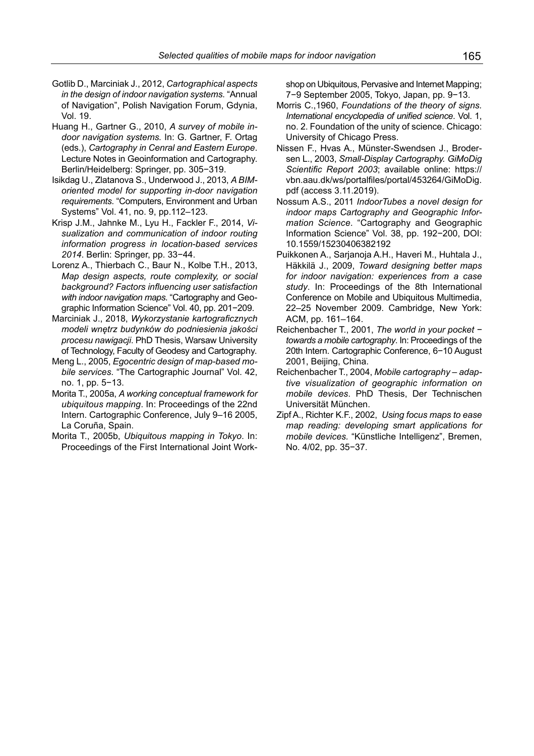Gotlib D., Marciniak J., 2012, *Cartographical aspects in the design of indoor navigation systems.* "Annual of Navigation", Polish Navigation Forum, Gdynia, Vol. 19.

Huang H., Gartner G., 2010, *A survey of mobile indoor navigation systems.* In: G. Gartner, F. Ortag (eds.), *Cartography in Cenral and Eastern Europe*. Lecture Notes in Geoinformation and Cartography. Berlin/Heidelberg: Springer, pp. 305−319.

Isikdag U., Zlatanova S., Underwood J., 2013, *A BIM-oriented model for supporting in-door navigation requirements.* "Computers, Environment and Urban Systems" Vol. 41, no. 9, pp.112–123.

Krisp J.M., Jahnke M., Lyu H., Fackler F., 2014, *Visualization and communication of indoor routing information progress in location-based services 2014*. Berlin: Springer, pp. 33−44.

Lorenz A., Thierbach C., Baur N., Kolbe T.H., 2013, *Map design aspects, route complexity, or social background? Factors influencing user satisfaction with indoor navigation maps.* "Cartography and Geographic Information Science" Vol. 40, pp. 201−209.

Marciniak J., 2018, *Wykorzystanie kartograficznych modeli wnętrz budynków do podniesienia jakości procesu nawigacji*. PhD Thesis, Warsaw University of Technology, Faculty of Geodesy and Cartography.

Meng L., 2005, *Egocentric design of map-based mobile services.* "The Cartographic Journal" Vol. 42, no. 1, pp. 5−13.

Morita T., 2005a, *A working conceptual framework for ubiquitous mapping*. In: Proceedings of the 22nd Intern. Cartographic Conference, July 9–16 2005, La Coruña, Spain.

Morita T., 2005b, *Ubiquitous mapping in Tokyo*. In: Proceedings of the First International Joint Workshop on Ubiquitous, Pervasive and Internet Mapping; 7−9 September 2005, Tokyo, Japan, pp. 9−13.

Morris C.,1960, *Foundations of the theory of signs. International encyclopedia of unified science.* Vol. 1, no. 2. Foundation of the unity of science. Chicago: University of Chicago Press.

Nissen F., Hvas A., Münster-Swendsen J., Brodersen L., 2003, *Small-Display Cartography. GiMoDig Scientific Report 2003*; available online: https://vbn.aau.dk/ws/portalfiles/portal/453264/GiMoDig.pdf (access 3.11.2019).

Nossum A.S., 2011 *IndoorTubes a novel design for indoor maps Cartography and Geographic Information Science*. "Cartography and Geographic Information Science" Vol. 38, pp. 192−200, DOI: 10.1559/15230406382192

Puikkonen A., Sarjanoja A.H., Haveri M., Huhtala J., Häkkilä J., 2009, *Toward designing better maps for indoor navigation: experiences from a case study*. In: Proceedings of the 8th International Conference on Mobile and Ubiquitous Multimedia, 22–25 November 2009. Cambridge, New York: ACM, pp. 161–164.

Reichenbacher T., 2001, *The world in your pocket − towards a mobile cartography*. In: Proceedings of the 20th Intern. Cartographic Conference, 6−10 August 2001, Beijing, China.

Reichenbacher T., 2004, *Mobile cartography – adaptive visualization of geographic information on mobile devices*. PhD Thesis, Der Technischen Universität München.

Zipf A., Richter K.F., 2002, *Using focus maps to ease map reading: developing smart applications for mobile devices.* "Künstliche Intelligenz", Bremen, No. 4/02, pp. 35−37.